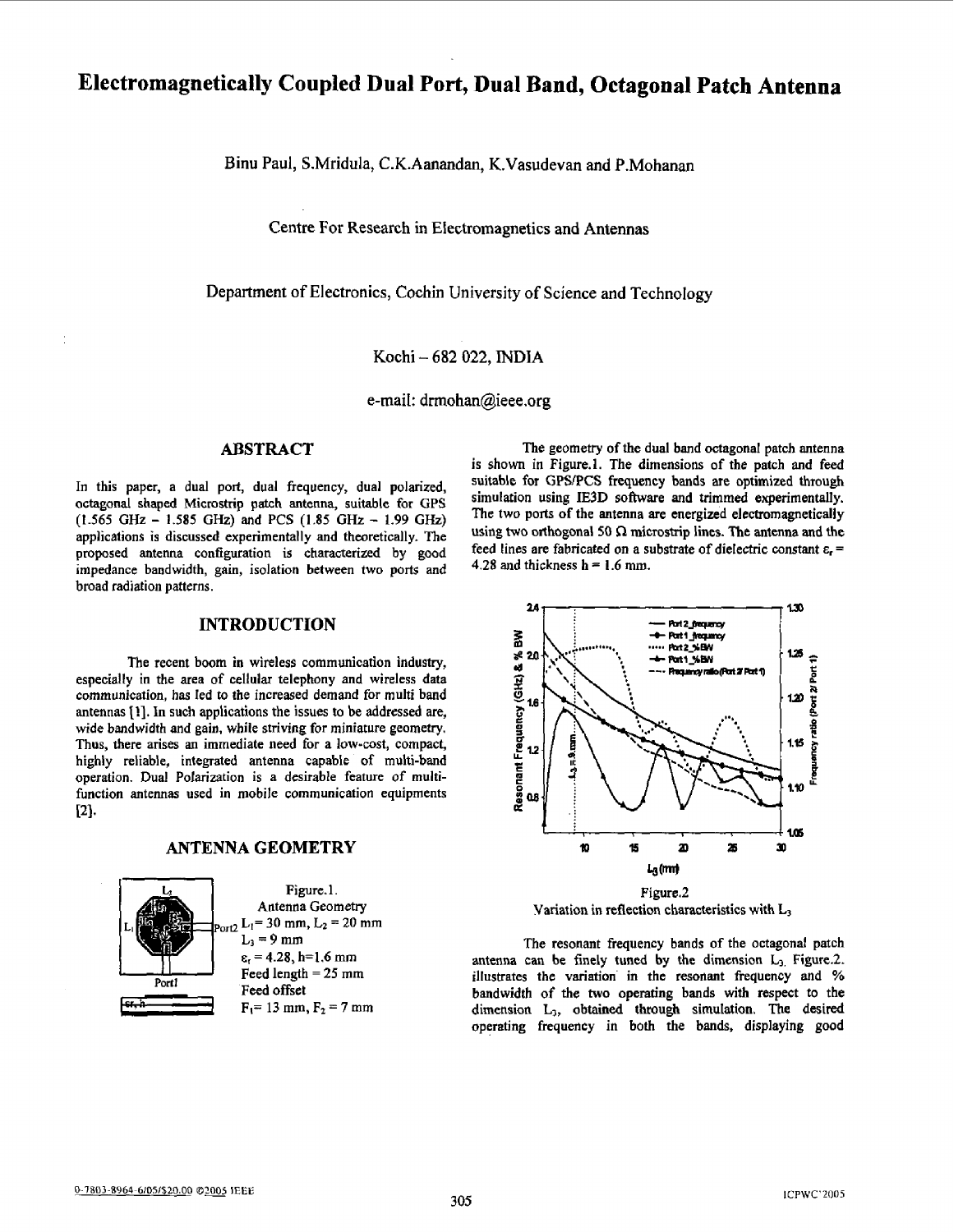# Electromagnetically Coupled Dual Port, Dual Band, Octagonal Patch Antenna

Binu Paul, S.Mridula, C.K.Aanandan, K.Vasudevan and P.Mohanan

Centre For Research in Electromagnetics and Antennas

Department of Electronics, Cochin University of Science and Technology

Kochi – 682 022, INDIA

e-mail: drmohan@ieee.org

## ABSTRACT

In this paper, a dual port, dual frequency, dual polarized, octagonal shaped Microstrip patch antenna, suitable for GPS (1.565 GHz – 1.585 GHz) and PCS (1.85 GHz – 1.99 GHz) applications is discussed experimentally and theoretically. The proposed antenna configuration is characterized by good impedance bandwidth, gain, isolation between two ports and broad radiation patterns.

## INTRODUCTION

The recent boom in wireless communication industry, especially in the area of cellular telephony and wireless data communication, has led to the increased demand for multi band antennas [1]. In such applications the issues to be addressed are, wide bandwidth and gain, while striving for miniature geometry. Thus, there arises an immediate need for a low-cost, compact, highly reliable, integrated antenna capable of multi-band operation. Dual Polarization is a desirable feature of multi-function antennas used in mobile communication equipments [2].

## ANTENNA GEOMETRY

Figure.1.
Antenna Geometry
$L_1$ = 30 mm, $L_2$ = 20 mm
$L_3$ = 9 mm
$\varepsilon_r$ = 4.28, h=1.6 mm
Feed length = 25 mm
Feed offset
$F_1$= 13 mm, $F_2$ = 7 mm

The geometry of the dual band octagonal patch antenna is shown in Figure.1. The dimensions of the patch and feed suitable for GPS/PCS frequency bands are optimized through simulation using IE3D software and trimmed experimentally. The two ports of the antenna are energized electromagnetically using two orthogonal 50 Ω microstrip lines. The antenna and the feed lines are fabricated on a substrate of dielectric constant $\varepsilon_r$ = 4.28 and thickness h = 1.6 mm.

Figure.2
Variation in reflection characteristics with $L_3$

The resonant frequency bands of the octagonal patch antenna can be finely tuned by the dimension $L_3$. Figure.2. illustrates the variation in the resonant frequency and % bandwidth of the two operating bands with respect to the dimension $L_3$, obtained through simulation. The desired operating frequency in both the bands, displaying good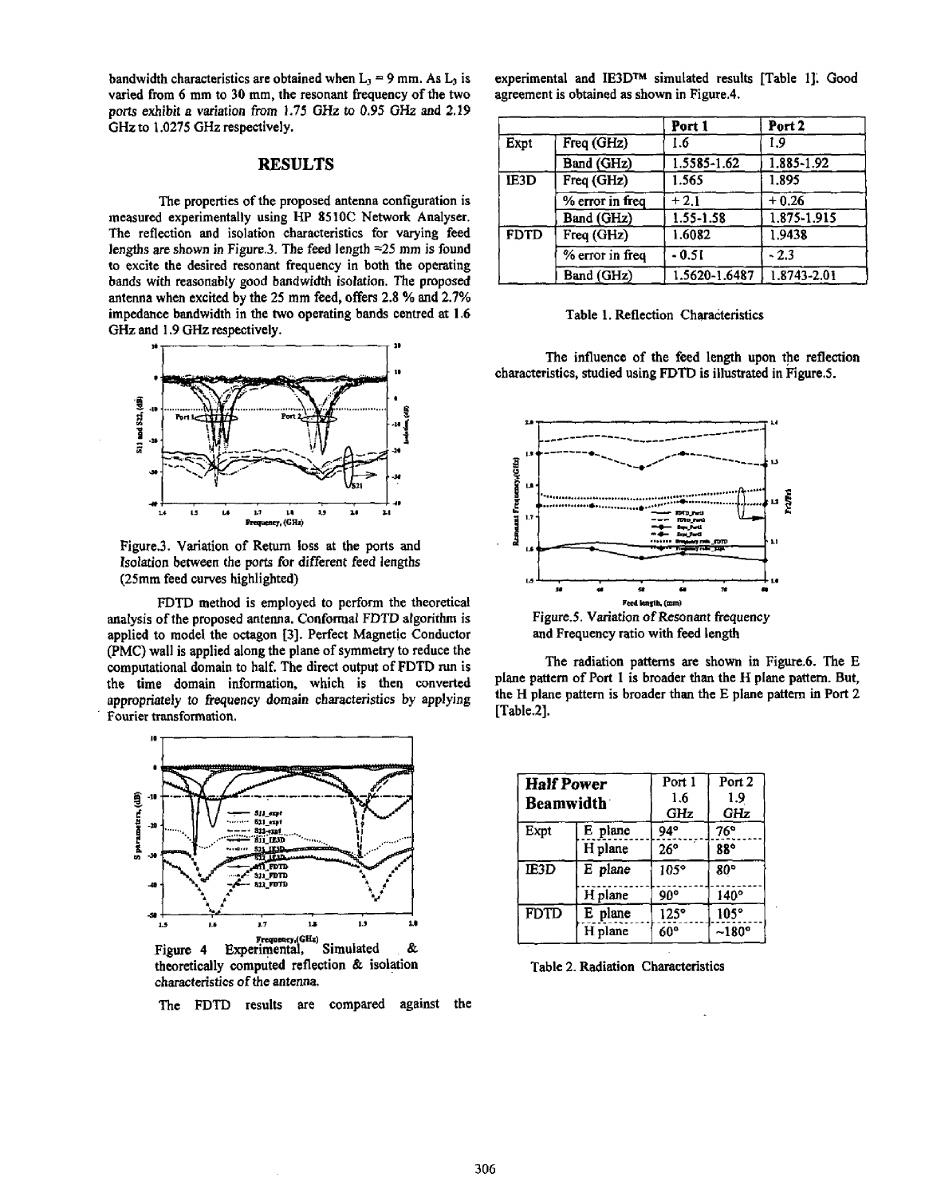bandwidth characteristics are obtained when $L_3 = 9$ mm. As $L_3$ is varied from 6 mm to 30 mm, the resonant frequency of the two ports exhibit a variation from 1.75 GHz to 0.95 GHz and 2.19 GHz to 1.0275 GHz respectively.

## RESULTS

The properties of the proposed antenna configuration is measured experimentally using HP 8510C Network Analyser. The reflection and isolation characteristics for varying feed lengths are shown in Figure.3. The feed length =25 mm is found to excite the desired resonant frequency in both the operating bands with reasonably good bandwidth isolation. The proposed antenna when excited by the 25 mm feed, offers 2.8 % and 2.7% impedance bandwidth in the two operating bands centred at 1.6 GHz and 1.9 GHz respectively.

Figure.3. Variation of Return loss at the ports and Isolation between the ports for different feed lengths (25mm feed curves highlighted)

FDTD method is employed to perform the theoretical analysis of the proposed antenna. Conformal FDTD algorithm is applied to model the octagon [3]. Perfect Magnetic Conductor (PMC) wall is applied along the plane of symmetry to reduce the computational domain to half. The direct output of FDTD run is the time domain information, which is then converted appropriately to frequency domain characteristics by applying Fourier transformation.

Figure 4 Experimental, Simulated & theoretically computed reflection & isolation characteristics of the antenna.

The FDTD results are compared against the experimental and IE3D™ simulated results [Table 1]. Good agreement is obtained as shown in Figure.4.

| | | Port 1 | Port 2 |
|---|---|---|---|
| Expt | Freq (GHz) | 1.6 | 1.9 |
| | Band (GHz) | 1.5585-1.62 | 1.885-1.92 |
| IE3D | Freq (GHz) | 1.565 | 1.895 |
| | % error in freq | + 2.1 | + 0.26 |
| | Band (GHz) | 1.55-1.58 | 1.875-1.915 |
| FDTD | Freq (GHz) | 1.6082 | 1.9438 |
| | % error in freq | - 0.51 | - 2.3 |
| | Band (GHz) | 1.5620-1.6487 | 1.8743-2.01 |

Table 1. Reflection Characteristics

The influence of the feed length upon the reflection characteristics, studied using FDTD is illustrated in Figure.5.

Figure.5. Variation of Resonant frequency and Frequency ratio with feed length

The radiation patterns are shown in Figure.6. The E plane pattern of Port 1 is broader than the H plane pattern. But, the H plane pattern is broader than the E plane pattern in Port 2 [Table.2].

| **Half Power Beamwidth** | | Port 1 1.6 GHz | Port 2 1.9 GHz |
|---|---|---|---|
| Expt | E plane | 94° | 76° |
| | H plane | 26° | 88° |
| IE3D | E plane | 105° | 80° |
| | H plane | 90° | 140° |
| FDTD | E plane | 125° | 105° |
| | H plane | 60° | ~180° |

Table 2. Radiation Characteristics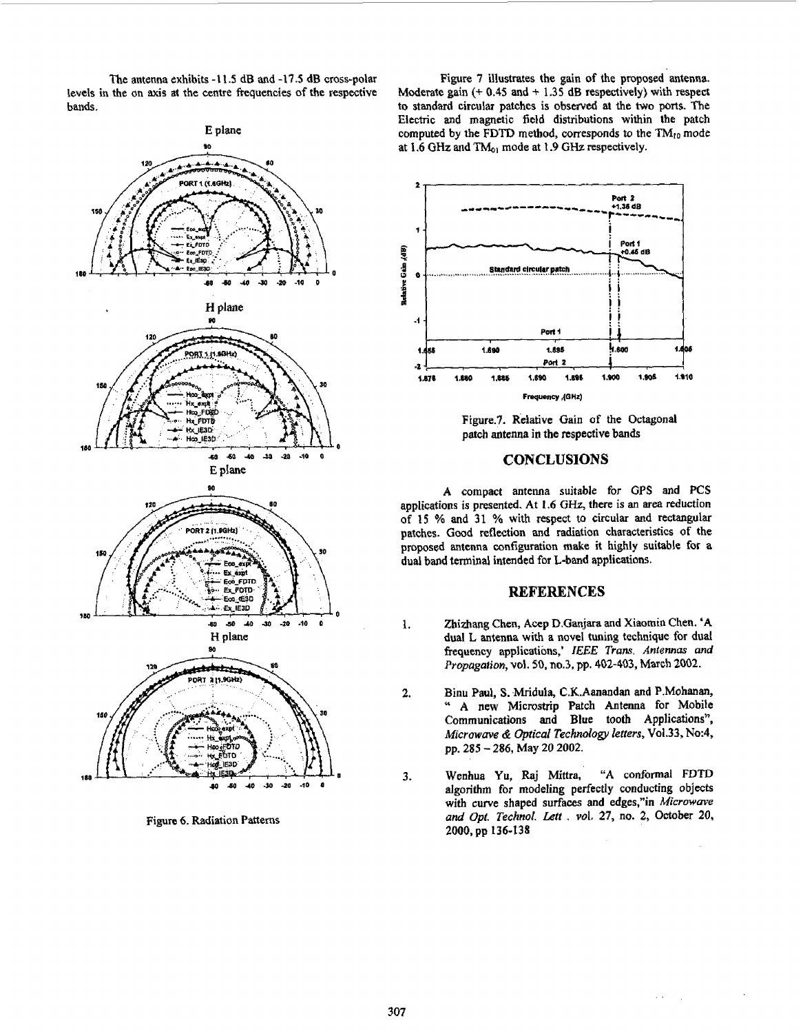The antenna exhibits -11.5 dB and -17.5 dB cross-polar levels in the on axis at the centre frequencies of the respective bands.

E plane

PORT 1 (1.6GHz)

Eco_expt
Ex_expt
Ex_FDTD
Eco_FDTD
Ex_IE3D
Eco_IE3D

H plane

PORT 1 (1.6GHz)

Hco_expt
Hx_expt
Hco_FDTD
Hx_FDTD
Hx_IE3D
Hco_IE3D

E plane

PORT 2 (1.9GHz)

Eco_expt
Ex_expt
Eco_FDTD
Ex_FDTD
Eco_IE3D
Ex_IE3D

H plane

PORT 2 (1.9GHz)

Hco_expt
Hx_expt
Hco_FDTD
Hx_FDTD
Hco_IE3D
Hx_IE3D

Figure 6. Radiation Patterns

Figure 7 illustrates the gain of the proposed antenna. Moderate gain (+ 0.45 and + 1.35 dB respectively) with respect to standard circular patches is observed at the two ports. The Electric and magnetic field distributions within the patch computed by the FDTD method, corresponds to the $TM_{10}$ mode at 1.6 GHz and $TM_{01}$ mode at 1.9 GHz respectively.

Port 2
+1.35 dB

Port 1
+0.45 dB

Standard circular patch

Relative Gain (dB)

Port 1

Port 2

Frequency (GHz)

Figure.7. Relative Gain of the Octagonal patch antenna in the respective bands

## CONCLUSIONS

A compact antenna suitable for GPS and PCS applications is presented. At 1.6 GHz, there is an area reduction of 15 % and 31 % with respect to circular and rectangular patches. Good reflection and radiation characteristics of the proposed antenna configuration make it highly suitable for a dual band terminal intended for L-band applications.

## REFERENCES

1. Zhizhang Chen, Acep D.Ganjara and Xiaomin Chen. 'A dual L antenna with a novel tuning technique for dual frequency applications,' *IEEE Trans. Antennas and Propagation*, vol. 50, no.3, pp. 402-403, March 2002.

2. Binu Paul, S. Mridula, C.K.Aanandan and P.Mohanan, " A new Microstrip Patch Antenna for Mobile Communications and Blue tooth Applications", *Microwave & Optical Technology letters*, Vol.33, No:4, pp. 285 – 286, May 20 2002.

3. Wenhua Yu, Raj Mittra, "A conformal FDTD algorithm for modeling perfectly conducting objects with curve shaped surfaces and edges,"in *Microwave and Opt. Technol. Lett* . vol. 27, no. 2, October 20, 2000, pp 136-138